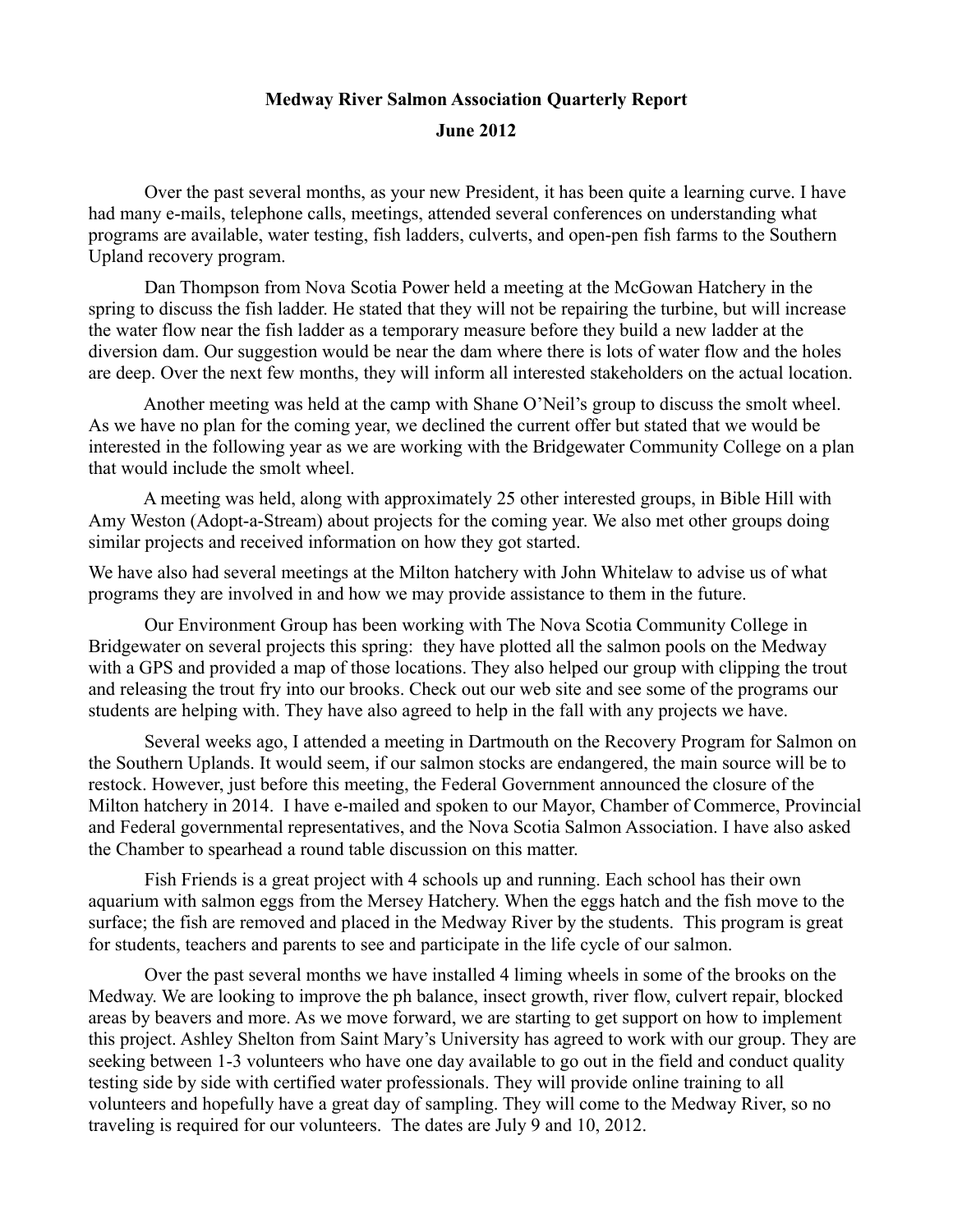**Medway River Salmon Association Quarterly Report**

**June 2012**

Over the past several months, as your new President, it has been quite a learning curve. I have had many e-mails, telephone calls, meetings, attended several conferences on understanding what programs are available, water testing, fish ladders, culverts, and open-pen fish farms to the Southern Upland recovery program.

Dan Thompson from Nova Scotia Power held a meeting at the McGowan Hatchery in the spring to discuss the fish ladder. He stated that they will not be repairing the turbine, but will increase the water flow near the fish ladder as a temporary measure before they build a new ladder at the diversion dam. Our suggestion would be near the dam where there is lots of water flow and the holes are deep. Over the next few months, they will inform all interested stakeholders on the actual location.

Another meeting was held at the camp with Shane O'Neil's group to discuss the smolt wheel. As we have no plan for the coming year, we declined the current offer but stated that we would be interested in the following year as we are working with the Bridgewater Community College on a plan that would include the smolt wheel.

A meeting was held, along with approximately 25 other interested groups, in Bible Hill with Amy Weston (Adopt-a-Stream) about projects for the coming year. We also met other groups doing similar projects and received information on how they got started.

We have also had several meetings at the Milton hatchery with John Whitelaw to advise us of what programs they are involved in and how we may provide assistance to them in the future.

Our Environment Group has been working with The Nova Scotia Community College in Bridgewater on several projects this spring: they have plotted all the salmon pools on the Medway with a GPS and provided a map of those locations. They also helped our group with clipping the trout and releasing the trout fry into our brooks. Check out our web site and see some of the programs our students are helping with. They have also agreed to help in the fall with any projects we have.

Several weeks ago, I attended a meeting in Dartmouth on the Recovery Program for Salmon on the Southern Uplands. It would seem, if our salmon stocks are endangered, the main source will be to restock. However, just before this meeting, the Federal Government announced the closure of the Milton hatchery in 2014. I have e-mailed and spoken to our Mayor, Chamber of Commerce, Provincial and Federal governmental representatives, and the Nova Scotia Salmon Association. I have also asked the Chamber to spearhead a round table discussion on this matter.

Fish Friends is a great project with 4 schools up and running. Each school has their own aquarium with salmon eggs from the Mersey Hatchery. When the eggs hatch and the fish move to the surface; the fish are removed and placed in the Medway River by the students. This program is great for students, teachers and parents to see and participate in the life cycle of our salmon.

Over the past several months we have installed 4 liming wheels in some of the brooks on the Medway. We are looking to improve the ph balance, insect growth, river flow, culvert repair, blocked areas by beavers and more. As we move forward, we are starting to get support on how to implement this project. Ashley Shelton from Saint Mary's University has agreed to work with our group. They are seeking between 1-3 volunteers who have one day available to go out in the field and conduct quality testing side by side with certified water professionals. They will provide online training to all volunteers and hopefully have a great day of sampling. They will come to the Medway River, so no traveling is required for our volunteers. The dates are July 9 and 10, 2012.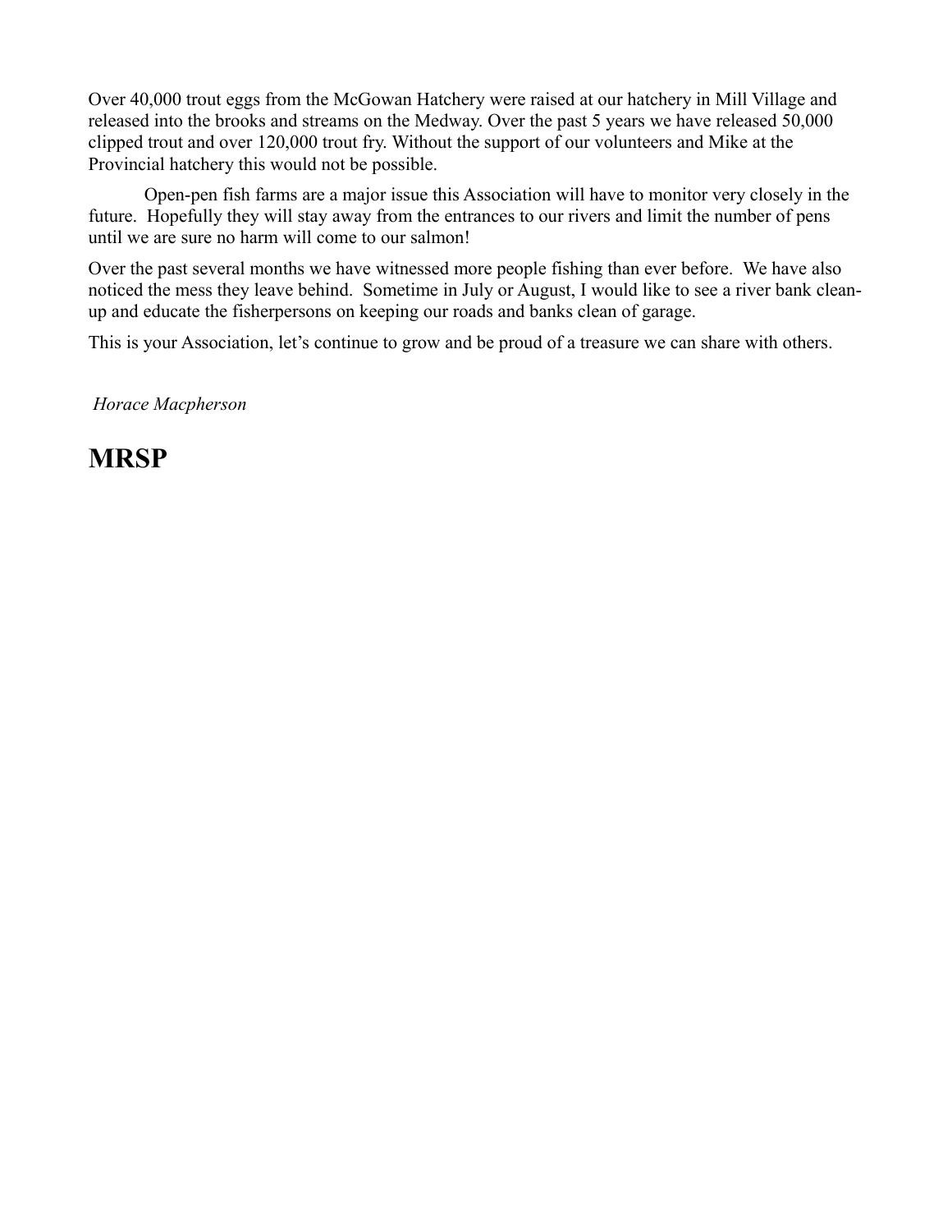Over 40,000 trout eggs from the McGowan Hatchery were raised at our hatchery in Mill Village and released into the brooks and streams on the Medway. Over the past 5 years we have released 50,000 clipped trout and over 120,000 trout fry. Without the support of our volunteers and Mike at the Provincial hatchery this would not be possible.

Open-pen fish farms are a major issue this Association will have to monitor very closely in the future. Hopefully they will stay away from the entrances to our rivers and limit the number of pens until we are sure no harm will come to our salmon!

Over the past several months we have witnessed more people fishing than ever before. We have also noticed the mess they leave behind. Sometime in July or August, I would like to see a river bank clean-up and educate the fisherpersons on keeping our roads and banks clean of garage.

This is your Association, let's continue to grow and be proud of a treasure we can share with others.

*Horace Macpherson*

# MRSP